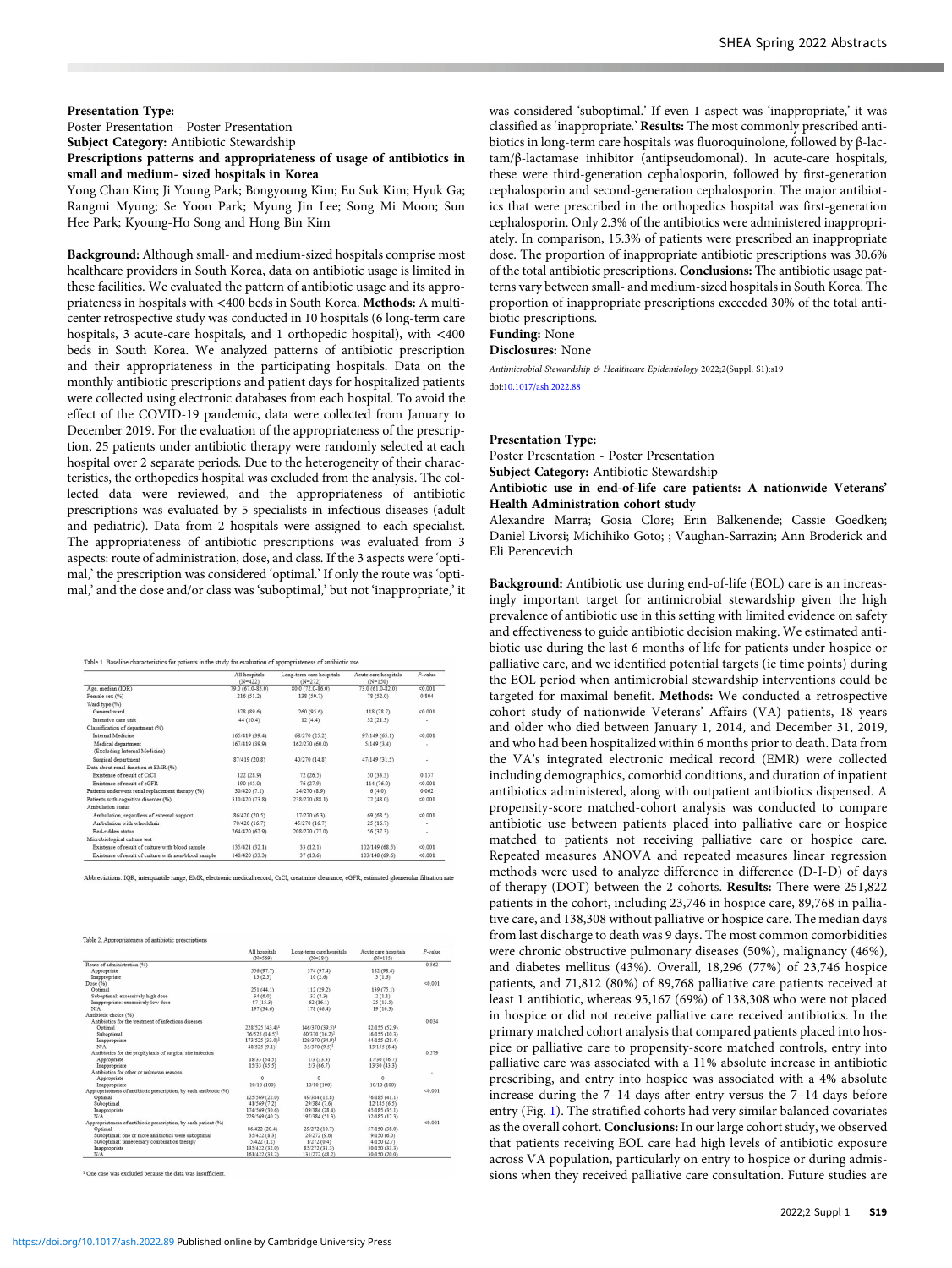**Presentation Type:**

Poster Presentation - Poster Presentation

**Subject Category:** Antibiotic Stewardship

**Prescriptions patterns and appropriateness of usage of antibiotics in small and medium- sized hospitals in Korea**

Yong Chan Kim; Ji Young Park; Bongyoung Kim; Eu Suk Kim; Hyuk Ga; Rangmi Myung; Se Yoon Park; Myung Jin Lee; Song Mi Moon; Sun Hee Park; Kyoung-Ho Song and Hong Bin Kim

**Background:** Although small- and medium-sized hospitals comprise most healthcare providers in South Korea, data on antibiotic usage is limited in these facilities. We evaluated the pattern of antibiotic usage and its appropriateness in hospitals with <400 beds in South Korea. **Methods:** A multicenter retrospective study was conducted in 10 hospitals (6 long-term care hospitals, 3 acute-care hospitals, and 1 orthopedic hospital), with <400 beds in South Korea. We analyzed patterns of antibiotic prescription and their appropriateness in the participating hospitals. Data on the monthly antibiotic prescriptions and patient days for hospitalized patients were collected using electronic databases from each hospital. To avoid the effect of the COVID-19 pandemic, data were collected from January to December 2019. For the evaluation of the appropriateness of the prescription, 25 patients under antibiotic therapy were randomly selected at each hospital over 2 separate periods. Due to the heterogeneity of their characteristics, the orthopedics hospital was excluded from the analysis. The collected data were reviewed, and the appropriateness of antibiotic prescriptions was evaluated by 5 specialists in infectious diseases (adult and pediatric). Data from 2 hospitals were assigned to each specialist. The appropriateness of antibiotic prescriptions was evaluated from 3 aspects: route of administration, dose, and class. If the 3 aspects were 'optimal,' the prescription was considered 'optimal.' If only the route was 'optimal,' and the dose and/or class was 'suboptimal,' but not 'inappropriate,' it was considered 'suboptimal.' If even 1 aspect was 'inappropriate,' it was classified as 'inappropriate.' **Results:** The most commonly prescribed antibiotics in long-term care hospitals was fluoroquinolone, followed by β-lactam/β-lactamase inhibitor (antipseudomonal). In acute-care hospitals, these were third-generation cephalosporin, followed by first-generation cephalosporin and second-generation cephalosporin. The major antibiotics that were prescribed in the orthopedics hospital was first-generation cephalosporin. Only 2.3% of the antibiotics were administered inappropriately. In comparison, 15.3% of patients were prescribed an inappropriate dose. The proportion of inappropriate antibiotic prescriptions was 30.6% of the total antibiotic prescriptions. **Conclusions:** The antibiotic usage patterns vary between small- and medium-sized hospitals in South Korea. The proportion of inappropriate prescriptions exceeded 30% of the total antibiotic prescriptions.

**Funding:** None

**Disclosures:** None

*Antimicrobial Stewardship & Healthcare Epidemiology* 2022;2(Suppl. S1):s19

doi:10.1017/ash.2022.88

Table 1. Baseline characteristics for patients in the study for evaluation of appropriateness of antibiotic use

| | All hospitals (N=422) | Long-term care hospitals (N=272) | Acute care hospitals (N=150) | P-value |
|---|---|---|---|---|
| Age, median (IQR) | 79.0 (67.0-85.0) | 80.0 (72.0-86.0) | 73.0 (61.0-82.0) | <0.001 |
| Female sex (%) | 216 (51.2) | 138 (50.7) | 78 (52.0) | 0.804 |
| Ward type (%) | | | | |
| General ward | 378 (89.6) | 260 (95.6) | 118 (78.7) | <0.001 |
| Intensive care unit | 44 (10.4) | 12 (4.4) | 32 (21.3) | - |
| Classification of department (%) | | | | |
| Internal Medicine | 165/419 (39.4) | 68/270 (25.2) | 97/149 (65.1) | <0.001 |
| Medical department (Excluding Internal Medicine) | 167/419 (39.9) | 162/270 (60.0) | 5/149 (3.4) | - |
| Surgical department | 87/419 (20.8) | 40/270 (14.8) | 47/149 (31.5) | - |
| Data about renal function at EMR (%) | | | | |
| Existence of result of CrCl | 122 (28.9) | 72 (26.5) | 50 (33.3) | 0.137 |
| Existence of result of eGFR | 190 (45.0) | 76 (27.9) | 114 (76.0) | <0.001 |
| Patients underwent renal replacement therapy (%) | 30/420 (7.1) | 24/270 (8.9) | 6 (4.0) | 0.062 |
| Patients with cognitive disorder (%) | 310/420 (73.8) | 238/270 (88.1) | 72 (48.0) | <0.001 |
| Ambulation status | | | | |
| Ambulation, regardless of external support | 86/420 (20.5) | 17/270 (6.3) | 69 (68.5) | <0.001 |
| Ambulation with wheelchair | 70/420 (16.7) | 45/270 (16.7) | 25 (16.7) | - |
| Bed-ridden status | 264/420 (62.9) | 208/270 (77.0) | 56 (37.3) | - |
| Microbiological culture test | | | | |
| Existence of result of culture with blood sample | 135/421 (32.1) | 33 (12.1) | 102/149 (68.5) | <0.001 |
| Existence of result of culture with non-blood sample | 140/420 (33.3) | 37 (13.6) | 103/148 (69.6) | <0.001 |

Abbreviations: IQR, interquartile range; EMR, electronic medical record; CrCl, creatinine clearance; eGFR, estimated glomerular filtration rate

Table 2. Appropriateness of antibiotic prescriptions

| | All hospitals (N=569) | Long-term care hospitals (N=384) | Acute care hospitals (N=185) | P-value |
|---|---|---|---|---|
| Route of administration (%) | | | | 0.562 |
| Appropriate | 556 (97.7) | 374 (97.4) | 182 (98.4) | |
| Inappropriate | 13 (2.3) | 10 (2.6) | 3 (1.6) | |
| Dose (%) | | | | <0.001 |
| Optimal | 251 (44.1) | 112 (29.2) | 139 (75.1) | |
| Suboptimal: excessively high dose | 34 (6.0) | 32 (8.3) | 2 (1.1) | |
| Inappropriate: excessively low dose | 87 (15.3) | 62 (16.1) | 25 (13.5) | |
| N/A | 197 (34.6) | 178 (46.4) | 19 (10.3) | |
| Antibiotic choice (%) | | | | |
| Antibiotics for the treatment of infectious diseases | | | | 0.034 |
| Optimal | 228/525 (43.4)[1] | 146/370 (39.5)[1] | 82/155 (52.9) | |
| Suboptimal | 76/525 (14.5)[1] | 60/370 (16.2)[1] | 16/155 (10.3) | |
| Inappropriate | 173/525 (33.0)[1] | 129/370 (34.9)[1] | 44/155 (28.4) | |
| N/A | 48/525 (9.1)[1] | 35/370 (9.5)[1] | 13/155 (8.4) | |
| Antibiotics for the prophylaxis of surgical site infection | | | | 0.579 |
| Appropriate | 18/33 (54.5) | 1/3 (33.3) | 17/30 (56.7) | |
| Inappropriate | 15/33 (45.5) | 2/3 (66.7) | 13/30 (43.3) | |
| Antibiotics for other or unknown reasons | | | | - |
| Appropriate | 0 | 0 | 0 | |
| Inappropriate | 10/10 (100) | 10/10 (100) | 10/10 (100) | |
| Appropriateness of antibiotic prescription, by each antibiotic (%) | | | | <0.001 |
| Optimal | 125/569 (22.0) | 49/384 (12.8) | 76/185 (41.1) | |
| Suboptimal | 41/569 (7.2) | 29/384 (7.6) | 12/185 (6.5) | |
| Inappropriate | 174/569 (30.6) | 109/384 (28.4) | 65/185 (35.1) | |
| N/A | 229/569 (40.2) | 197/384 (51.3) | 32/185 (17.3) | |
| Appropriateness of antibiotic prescription, by each patient (%) | | | | <0.001 |
| Optimal | 86/422 (20.4) | 29/272 (10.7) | 57/150 (38.0) | |
| Suboptimal: one or more antibiotics were suboptimal | 35/422 (8.3) | 26/272 (9.6) | 9/150 (6.0) | |
| Suboptimal: unnecessary combination therapy | 5/422 (1.2) | 1/272 (0.4) | 4/150 (2.7) | |
| Inappropriate | 135/422 (32.0) | 85/272 (31.3) | 50/150 (33.3) | |
| N/A | 161/422 (38.2) | 131/272 (48.2) | 30/150 (20.0) | |

[1] One case was excluded because the data was insufficient.

**Presentation Type:**

Poster Presentation - Poster Presentation

**Subject Category:** Antibiotic Stewardship

**Antibiotic use in end-of-life care patients: A nationwide Veterans' Health Administration cohort study**

Alexandre Marra; Gosia Clore; Erin Balkenende; Cassie Goedken; Daniel Livorsi; Michihiko Goto; ; Vaughan-Sarrazin; Ann Broderick and Eli Perencevich

**Background:** Antibiotic use during end-of-life (EOL) care is an increasingly important target for antimicrobial stewardship given the high prevalence of antibiotic use in this setting with limited evidence on safety and effectiveness to guide antibiotic decision making. We estimated antibiotic use during the last 6 months of life for patients under hospice or palliative care, and we identified potential targets (ie time points) during the EOL period when antimicrobial stewardship interventions could be targeted for maximal benefit. **Methods:** We conducted a retrospective cohort study of nationwide Veterans' Affairs (VA) patients, 18 years and older who died between January 1, 2014, and December 31, 2019, and who had been hospitalized within 6 months prior to death. Data from the VA's integrated electronic medical record (EMR) were collected including demographics, comorbid conditions, and duration of inpatient antibiotics administered, along with outpatient antibiotics dispensed. A propensity-score matched-cohort analysis was conducted to compare antibiotic use between patients placed into palliative care or hospice matched to patients not receiving palliative care or hospice care. Repeated measures ANOVA and repeated measures linear regression methods were used to analyze difference in difference (D-I-D) of days of therapy (DOT) between the 2 cohorts. **Results:** There were 251,822 patients in the cohort, including 23,746 in hospice care, 89,768 in palliative care, and 138,308 without palliative or hospice care. The median days from last discharge to death was 9 days. The most common comorbidities were chronic obstructive pulmonary diseases (50%), malignancy (46%), and diabetes mellitus (43%). Overall, 18,296 (77%) of 23,746 hospice patients, and 71,812 (80%) of 89,768 palliative care patients received at least 1 antibiotic, whereas 95,167 (69%) of 138,308 who were not placed in hospice or did not receive palliative care received antibiotics. In the primary matched cohort analysis that compared patients placed into hospice or palliative care to propensity-score matched controls, entry into palliative care was associated with a 11% absolute increase in antibiotic prescribing, and entry into hospice was associated with a 4% absolute increase during the 7–14 days after entry versus the 7–14 days before entry (Fig. 1). The stratified cohorts had very similar balanced covariates as the overall cohort. **Conclusions:** In our large cohort study, we observed that patients receiving EOL care had high levels of antibiotic exposure across VA population, particularly on entry to hospice or during admissions when they received palliative care consultation. Future studies are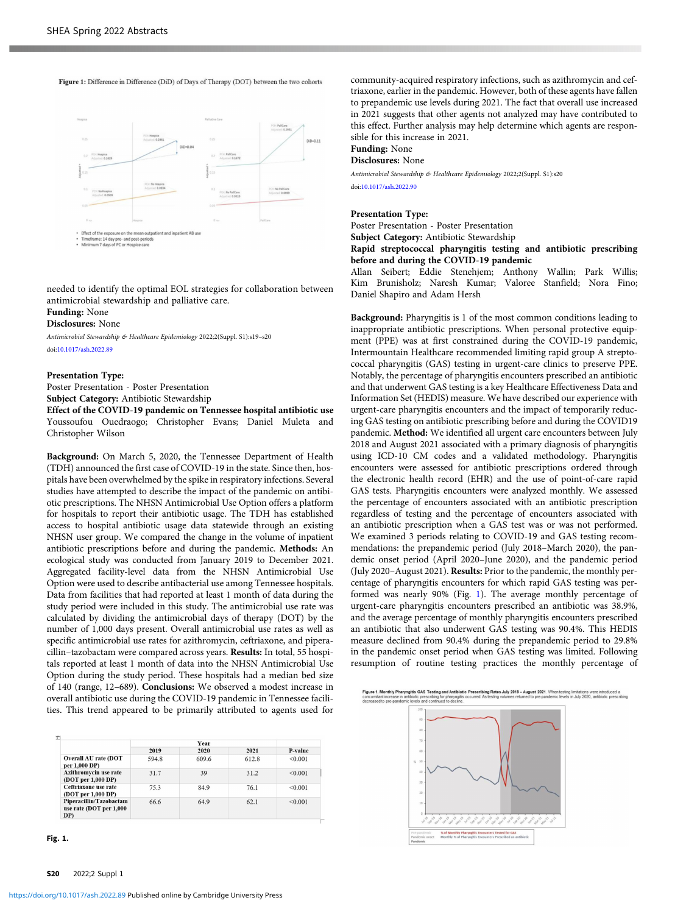**Figure 1:** Difference in Difference (DiD) of Days of Therapy (DOT) between the two cohorts

Hospice

POH Hospice Adjusted: 0.2461

DiD=0.04

PRH Hospice Adjusted: 0.1629

POH No Hospice Adjusted: 0.1024

PRH No Hospice Adjusted: 0.0509

Palliative Care

POH PallCare Adjusted: 0.2951

DiD=0.11

PRH PallCare Adjusted: 0.1672

PRH No PallCare Adjusted: 0.0519

POH No PallCare Adjusted: 0.0699

- Effect of the exposure on the mean outpatient and inpatient AB use
- Timeframe: 14 day pre- and post-periods
- Minimum 7 days of PC or Hospice care

needed to identify the optimal EOL strategies for collaboration between antimicrobial stewardship and palliative care.

**Funding:** None

**Disclosures:** None

*Antimicrobial Stewardship & Healthcare Epidemiology* 2022;2(Suppl. S1):s19–s20

doi:10.1017/ash.2022.89

**Presentation Type:**

Poster Presentation - Poster Presentation

**Subject Category:** Antibiotic Stewardship

**Effect of the COVID-19 pandemic on Tennessee hospital antibiotic use**

Youssoufou Ouedraogo; Christopher Evans; Daniel Muleta and Christopher Wilson

**Background:** On March 5, 2020, the Tennessee Department of Health (TDH) announced the first case of COVID-19 in the state. Since then, hospitals have been overwhelmed by the spike in respiratory infections. Several studies have attempted to describe the impact of the pandemic on antibiotic prescriptions. The NHSN Antimicrobial Use Option offers a platform for hospitals to report their antibiotic usage. The TDH has established access to hospital antibiotic usage data statewide through an existing NHSN user group. We compared the change in the volume of inpatient antibiotic prescriptions before and during the pandemic. **Methods:** An ecological study was conducted from January 2019 to December 2021. Aggregated facility-level data from the NHSN Antimicrobial Use Option were used to describe antibacterial use among Tennessee hospitals. Data from facilities that had reported at least 1 month of data during the study period were included in this study. The antimicrobial use rate was calculated by dividing the antimicrobial days of therapy (DOT) by the number of 1,000 days present. Overall antimicrobial use rates as well as specific antimicrobial use rates for azithromycin, ceftriaxone, and piperacillin–tazobactam were compared across years. **Results:** In total, 55 hospitals reported at least 1 month of data into the NHSN Antimicrobial Use Option during the study period. These hospitals had a median bed size of 140 (range, 12–689). **Conclusions:** We observed a modest increase in overall antibiotic use during the COVID-19 pandemic in Tennessee facilities. This trend appeared to be primarily attributed to agents used for community-acquired respiratory infections, such as azithromycin and ceftriaxone, earlier in the pandemic. However, both of these agents have fallen to prepandemic use levels during 2021. The fact that overall use increased in 2021 suggests that other agents not analyzed may have contributed to this effect. Further analysis may help determine which agents are responsible for this increase in 2021.

| | Year | | | |
|---|---|---|---|---|
| | 2019 | 2020 | 2021 | P-value |
| Overall AU rate (DOT per 1,000 DP) | 594.8 | 609.6 | 612.8 | <0.001 |
| Azithromycin use rate (DOT per 1,000 DP) | 31.7 | 39 | 31.2 | <0.001 |
| Ceftriaxone use rate (DOT per 1,000 DP) | 75.3 | 84.9 | 76.1 | <0.001 |
| Piperacillin/Tazobactam use rate (DOT per 1,000 DP) | 66.6 | 64.9 | 62.1 | <0.001 |

**Fig. 1.**

**Funding:** None

**Disclosures:** None

*Antimicrobial Stewardship & Healthcare Epidemiology* 2022;2(Suppl. S1):s20

doi:10.1017/ash.2022.90

**Presentation Type:**

Poster Presentation - Poster Presentation

**Subject Category:** Antibiotic Stewardship

**Rapid streptococcal pharyngitis testing and antibiotic prescribing before and during the COVID-19 pandemic**

Allan Seibert; Eddie Stenehjem; Anthony Wallin; Park Willis; Kim Brunisholz; Naresh Kumar; Valoree Stanfield; Nora Fino; Daniel Shapiro and Adam Hersh

**Background:** Pharyngitis is 1 of the most common conditions leading to inappropriate antibiotic prescriptions. When personal protective equipment (PPE) was at first constrained during the COVID-19 pandemic, Intermountain Healthcare recommended limiting rapid group A streptococcal pharyngitis (GAS) testing in urgent-care clinics to preserve PPE. Notably, the percentage of pharyngitis encounters prescribed an antibiotic and that underwent GAS testing is a key Healthcare Effectiveness Data and Information Set (HEDIS) measure. We have described our experience with urgent-care pharyngitis encounters and the impact of temporarily reducing GAS testing on antibiotic prescribing before and during the COVID19 pandemic. **Method:** We identified all urgent care encounters between July 2018 and August 2021 associated with a primary diagnosis of pharyngitis using ICD-10 CM codes and a validated methodology. Pharyngitis encounters were assessed for antibiotic prescriptions ordered through the electronic health record (EHR) and the use of point-of-care rapid GAS tests. Pharyngitis encounters were analyzed monthly. We assessed the percentage of encounters associated with an antibiotic prescription regardless of testing and the percentage of encounters associated with an antibiotic prescription when a GAS test was or was not performed. We examined 3 periods relating to COVID-19 and GAS testing recommendations: the prepandemic period (July 2018–March 2020), the pandemic onset period (April 2020–June 2020), and the pandemic period (July 2020–August 2021). **Results:** Prior to the pandemic, the monthly percentage of pharyngitis encounters for which rapid GAS testing was performed was nearly 90% (Fig. 1). The average monthly percentage of urgent-care pharyngitis encounters prescribed an antibiotic was 38.9%, and the average percentage of monthly pharyngitis encounters prescribed an antibiotic that also underwent GAS testing was 90.4%. This HEDIS measure declined from 90.4% during the prepandemic period to 29.8% in the pandemic onset period when GAS testing was limited. Following resumption of routine testing practices the monthly percentage of

**Figure 1. Monthly Pharyngitis GAS Testing and Antibiotic Prescribing Rates July 2018 – August 2021.** When testing limitations were introduced a concomitant increase in antibiotic prescribing for pharyngitis occurred. As testing volumes returned to pre-pandemic levels in July 2020, antibiotic prescribing decreased to pre-pandemic levels and continued to decline.

Pre-pandemic
Pandemic onset
Pandemic
% of Monthly Pharyngitis Encounters Tested for GAS
Monthly % of Pharyngitis Encounters Prescribed an antibiotic